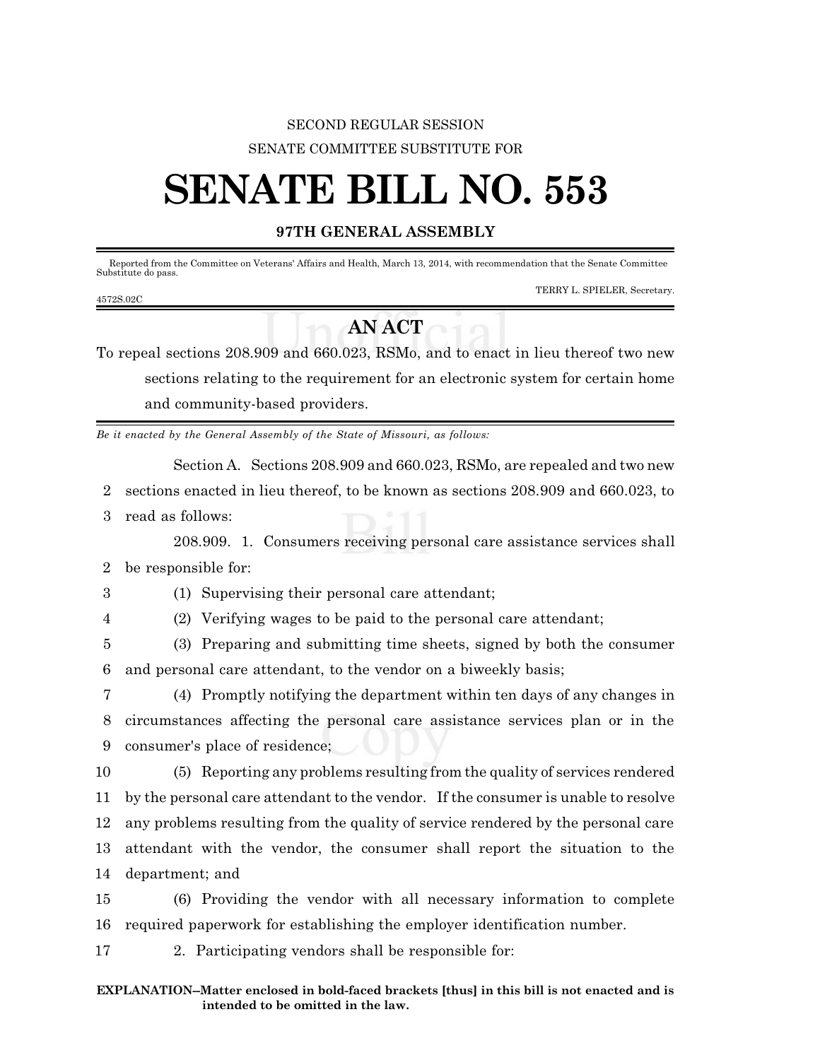SECOND REGULAR SESSION

SENATE COMMITTEE SUBSTITUTE FOR

# SENATE BILL NO. 553

**97TH GENERAL ASSEMBLY**

Reported from the Committee on Veterans' Affairs and Health, March 13, 2014, with recommendation that the Senate Committee Substitute do pass.

TERRY L. SPIELER, Secretary.

4572S.02C

## AN ACT

To repeal sections 208.909 and 660.023, RSMo, and to enact in lieu thereof two new sections relating to the requirement for an electronic system for certain home and community-based providers.

*Be it enacted by the General Assembly of the State of Missouri, as follows:*

Section A. Sections 208.909 and 660.023, RSMo, are repealed and two new sections enacted in lieu thereof, to be known as sections 208.909 and 660.023, to read as follows:

208.909. 1. Consumers receiving personal care assistance services shall be responsible for:

(1) Supervising their personal care attendant;

(2) Verifying wages to be paid to the personal care attendant;

(3) Preparing and submitting time sheets, signed by both the consumer and personal care attendant, to the vendor on a biweekly basis;

(4) Promptly notifying the department within ten days of any changes in circumstances affecting the personal care assistance services plan or in the consumer's place of residence;

(5) Reporting any problems resulting from the quality of services rendered by the personal care attendant to the vendor. If the consumer is unable to resolve any problems resulting from the quality of service rendered by the personal care attendant with the vendor, the consumer shall report the situation to the department; and

(6) Providing the vendor with all necessary information to complete required paperwork for establishing the employer identification number.

2. Participating vendors shall be responsible for:

**EXPLANATION–Matter enclosed in bold-faced brackets [thus] in this bill is not enacted and is intended to be omitted in the law.**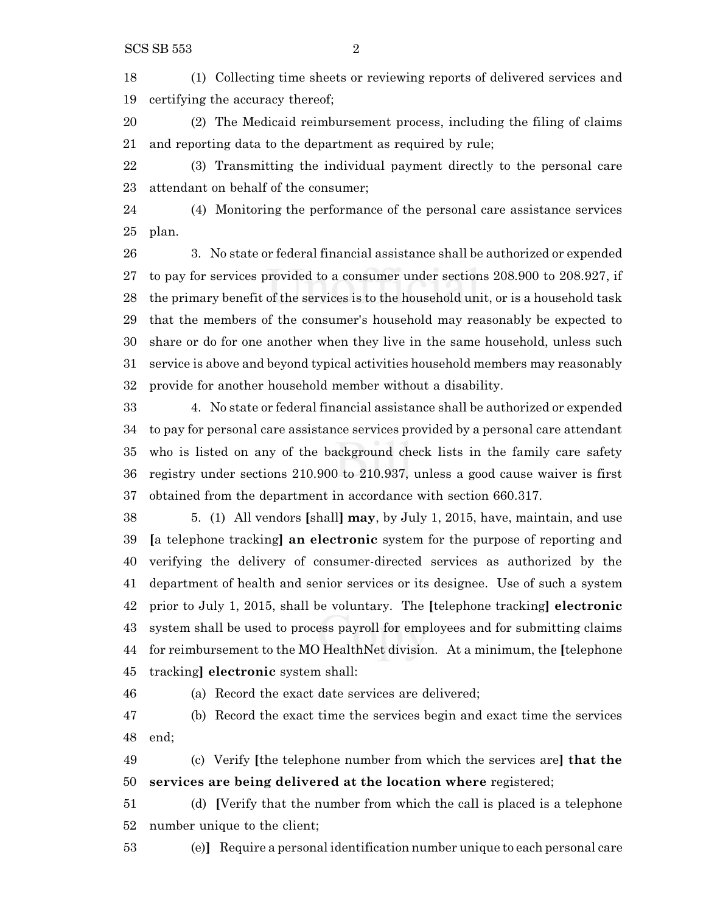(1) Collecting time sheets or reviewing reports of delivered services and certifying the accuracy thereof;

(2) The Medicaid reimbursement process, including the filing of claims and reporting data to the department as required by rule;

(3) Transmitting the individual payment directly to the personal care attendant on behalf of the consumer;

(4) Monitoring the performance of the personal care assistance services plan.

3. No state or federal financial assistance shall be authorized or expended to pay for services provided to a consumer under sections 208.900 to 208.927, if the primary benefit of the services is to the household unit, or is a household task that the members of the consumer's household may reasonably be expected to share or do for one another when they live in the same household, unless such service is above and beyond typical activities household members may reasonably provide for another household member without a disability.

4. No state or federal financial assistance shall be authorized or expended to pay for personal care assistance services provided by a personal care attendant who is listed on any of the background check lists in the family care safety registry under sections 210.900 to 210.937, unless a good cause waiver is first obtained from the department in accordance with section 660.317.

5. (1) All vendors [shall] **may**, by July 1, 2015, have, maintain, and use [a telephone tracking] **an electronic** system for the purpose of reporting and verifying the delivery of consumer-directed services as authorized by the department of health and senior services or its designee. Use of such a system prior to July 1, 2015, shall be voluntary. The [telephone tracking] **electronic** system shall be used to process payroll for employees and for submitting claims for reimbursement to the MO HealthNet division. At a minimum, the [telephone tracking] **electronic** system shall:

(a) Record the exact date services are delivered;

(b) Record the exact time the services begin and exact time the services end;

(c) Verify [the telephone number from which the services are] **that the services are being delivered at the location where** registered;

(d) [Verify that the number from which the call is placed is a telephone number unique to the client;

(e)] Require a personal identification number unique to each personal care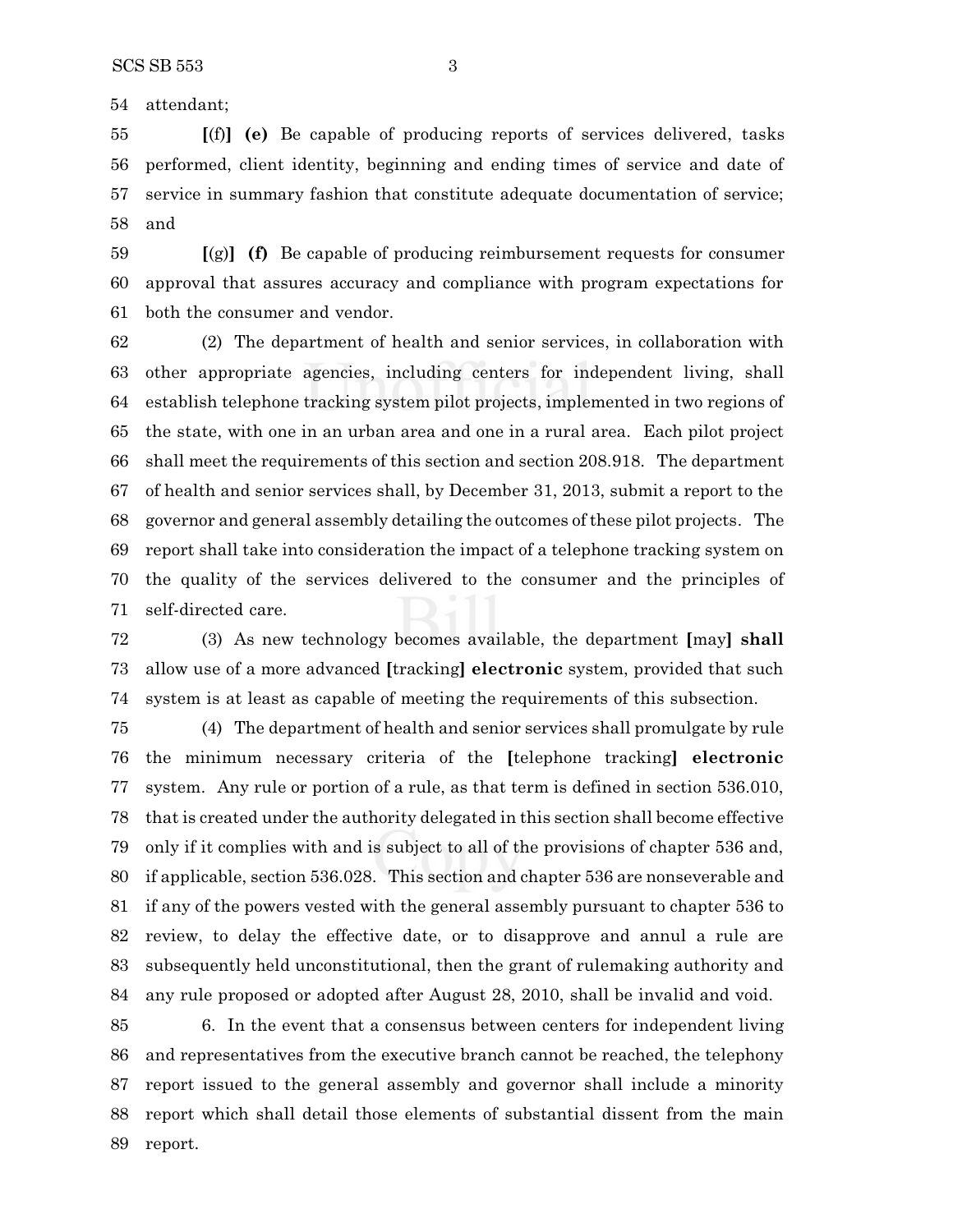54 attendant;

55 **[**(f)**]** **(e)** Be capable of producing reports of services delivered, tasks 56 performed, client identity, beginning and ending times of service and date of 57 service in summary fashion that constitute adequate documentation of service; 58 and

59 **[**(g)**]** **(f)** Be capable of producing reimbursement requests for consumer 60 approval that assures accuracy and compliance with program expectations for 61 both the consumer and vendor.

62 (2) The department of health and senior services, in collaboration with 63 other appropriate agencies, including centers for independent living, shall 64 establish telephone tracking system pilot projects, implemented in two regions of 65 the state, with one in an urban area and one in a rural area. Each pilot project 66 shall meet the requirements of this section and section 208.918. The department 67 of health and senior services shall, by December 31, 2013, submit a report to the 68 governor and general assembly detailing the outcomes of these pilot projects. The 69 report shall take into consideration the impact of a telephone tracking system on 70 the quality of the services delivered to the consumer and the principles of 71 self-directed care.

72 (3) As new technology becomes available, the department **[**may**]** **shall** 73 allow use of a more advanced **[**tracking**]** **electronic** system, provided that such 74 system is at least as capable of meeting the requirements of this subsection.

75 (4) The department of health and senior services shall promulgate by rule 76 the minimum necessary criteria of the **[**telephone tracking**]** **electronic** 77 system. Any rule or portion of a rule, as that term is defined in section 536.010, 78 that is created under the authority delegated in this section shall become effective 79 only if it complies with and is subject to all of the provisions of chapter 536 and, 80 if applicable, section 536.028. This section and chapter 536 are nonseverable and 81 if any of the powers vested with the general assembly pursuant to chapter 536 to 82 review, to delay the effective date, or to disapprove and annul a rule are 83 subsequently held unconstitutional, then the grant of rulemaking authority and 84 any rule proposed or adopted after August 28, 2010, shall be invalid and void.

85 6. In the event that a consensus between centers for independent living 86 and representatives from the executive branch cannot be reached, the telephony 87 report issued to the general assembly and governor shall include a minority 88 report which shall detail those elements of substantial dissent from the main 89 report.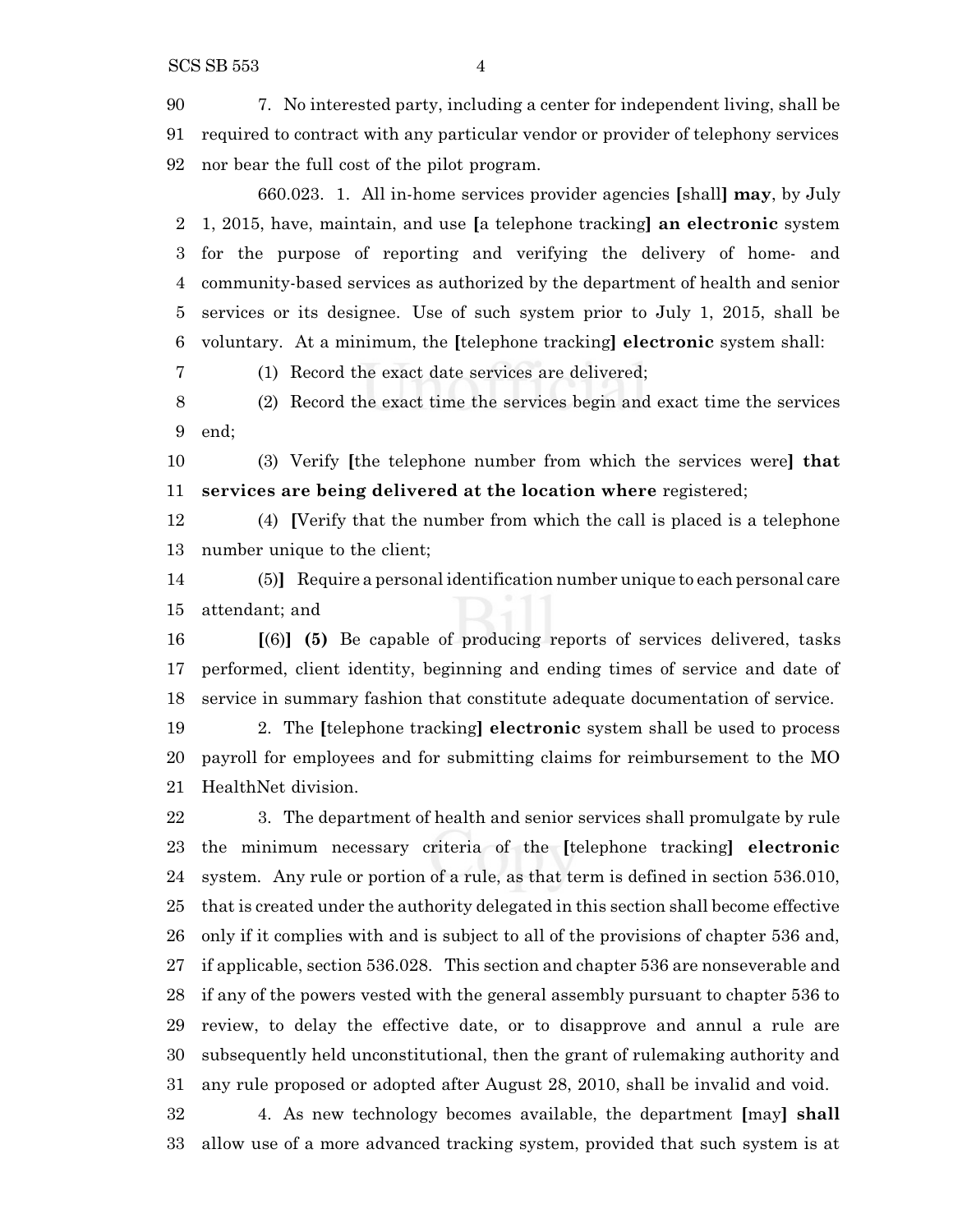7. No interested party, including a center for independent living, shall be required to contract with any particular vendor or provider of telephony services nor bear the full cost of the pilot program.

660.023. 1. All in-home services provider agencies [shall] **may**, by July 1, 2015, have, maintain, and use [a telephone tracking] **an electronic** system for the purpose of reporting and verifying the delivery of home- and community-based services as authorized by the department of health and senior services or its designee. Use of such system prior to July 1, 2015, shall be voluntary. At a minimum, the [telephone tracking] **electronic** system shall:

(1) Record the exact date services are delivered;

(2) Record the exact time the services begin and exact time the services end;

(3) Verify [the telephone number from which the services were] **that services are being delivered at the location where** registered;

(4) [Verify that the number from which the call is placed is a telephone number unique to the client;

(5)] Require a personal identification number unique to each personal care attendant; and

[(6)] **(5)** Be capable of producing reports of services delivered, tasks performed, client identity, beginning and ending times of service and date of service in summary fashion that constitute adequate documentation of service.

2. The [telephone tracking] **electronic** system shall be used to process payroll for employees and for submitting claims for reimbursement to the MO HealthNet division.

3. The department of health and senior services shall promulgate by rule the minimum necessary criteria of the [telephone tracking] **electronic** system. Any rule or portion of a rule, as that term is defined in section 536.010, that is created under the authority delegated in this section shall become effective only if it complies with and is subject to all of the provisions of chapter 536 and, if applicable, section 536.028. This section and chapter 536 are nonseverable and if any of the powers vested with the general assembly pursuant to chapter 536 to review, to delay the effective date, or to disapprove and annul a rule are subsequently held unconstitutional, then the grant of rulemaking authority and any rule proposed or adopted after August 28, 2010, shall be invalid and void.

4. As new technology becomes available, the department [may] **shall** allow use of a more advanced tracking system, provided that such system is at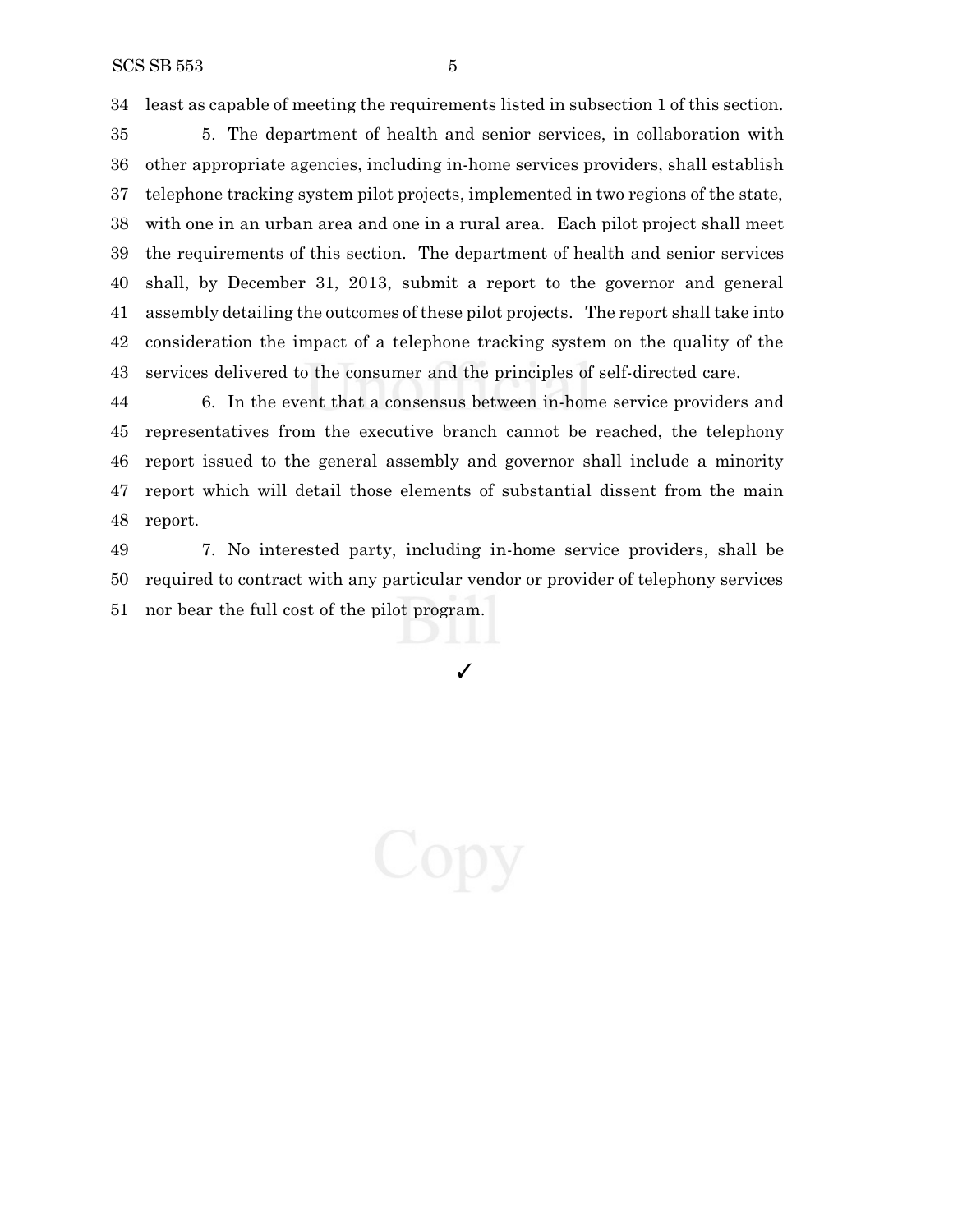least as capable of meeting the requirements listed in subsection 1 of this section.

5. The department of health and senior services, in collaboration with other appropriate agencies, including in-home services providers, shall establish telephone tracking system pilot projects, implemented in two regions of the state, with one in an urban area and one in a rural area. Each pilot project shall meet the requirements of this section. The department of health and senior services shall, by December 31, 2013, submit a report to the governor and general assembly detailing the outcomes of these pilot projects. The report shall take into consideration the impact of a telephone tracking system on the quality of the services delivered to the consumer and the principles of self-directed care.

6. In the event that a consensus between in-home service providers and representatives from the executive branch cannot be reached, the telephony report issued to the general assembly and governor shall include a minority report which will detail those elements of substantial dissent from the main report.

7. No interested party, including in-home service providers, shall be required to contract with any particular vendor or provider of telephony services nor bear the full cost of the pilot program.

✓